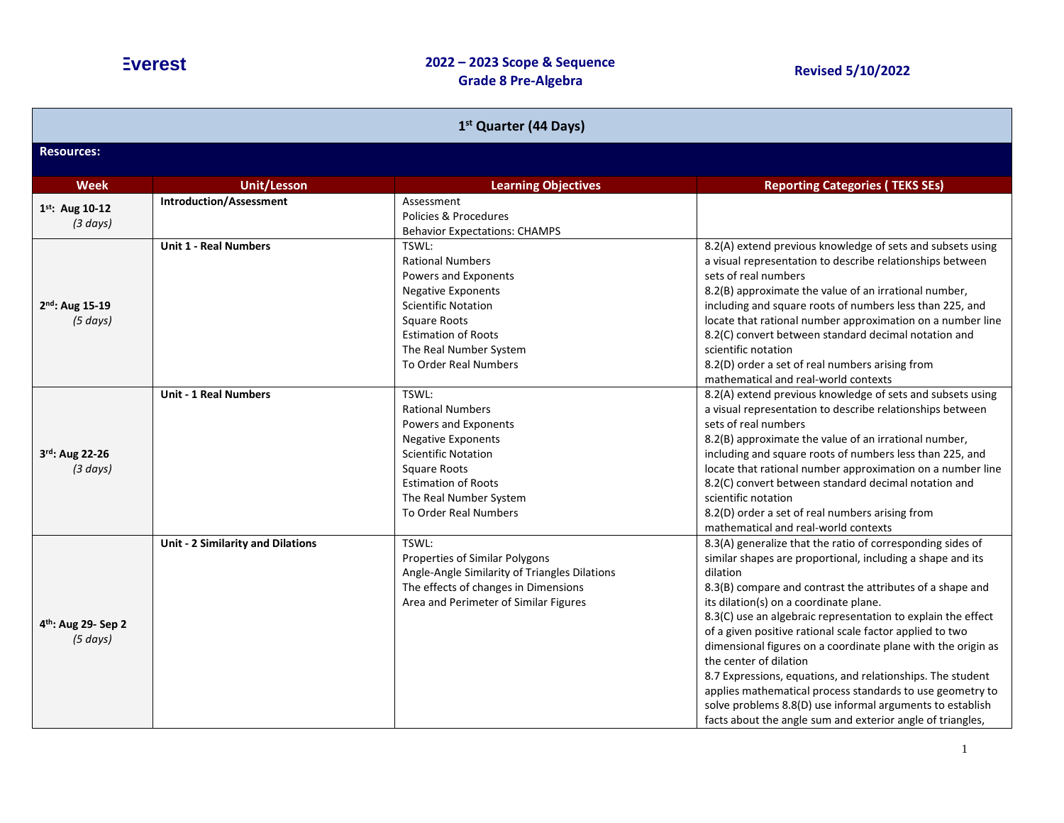Everest

**2022 – 2023 Scope & Sequence**
**Grade 8 Pre-Algebra**

**Revised 5/10/2022**

| 1st Quarter (44 Days) | | | |
|---|---|---|---|
| **Resources:** | | | |
| **Week** | **Unit/Lesson** | **Learning Objectives** | **Reporting Categories ( TEKS SEs)** |
| **1st: Aug 10-12** *(3 days)* | **Introduction/Assessment** | Assessment<br>Policies & Procedures<br>Behavior Expectations: CHAMPS | |
| **2nd: Aug 15-19** *(5 days)* | **Unit 1 - Real Numbers** | TSWL:<br>Rational Numbers<br>Powers and Exponents<br>Negative Exponents<br>Scientific Notation<br>Square Roots<br>Estimation of Roots<br>The Real Number System<br>To Order Real Numbers | 8.2(A) extend previous knowledge of sets and subsets using a visual representation to describe relationships between sets of real numbers<br>8.2(B) approximate the value of an irrational number, including and square roots of numbers less than 225, and locate that rational number approximation on a number line<br>8.2(C) convert between standard decimal notation and scientific notation<br>8.2(D) order a set of real numbers arising from mathematical and real-world contexts |
| **3rd: Aug 22-26** *(3 days)* | **Unit - 1 Real Numbers** | TSWL:<br>Rational Numbers<br>Powers and Exponents<br>Negative Exponents<br>Scientific Notation<br>Square Roots<br>Estimation of Roots<br>The Real Number System<br>To Order Real Numbers | 8.2(A) extend previous knowledge of sets and subsets using a visual representation to describe relationships between sets of real numbers<br>8.2(B) approximate the value of an irrational number, including and square roots of numbers less than 225, and locate that rational number approximation on a number line<br>8.2(C) convert between standard decimal notation and scientific notation<br>8.2(D) order a set of real numbers arising from mathematical and real-world contexts |
| **4th: Aug 29- Sep 2** *(5 days)* | **Unit - 2 Similarity and Dilations** | TSWL:<br>Properties of Similar Polygons<br>Angle-Angle Similarity of Triangles Dilations<br>The effects of changes in Dimensions<br>Area and Perimeter of Similar Figures | 8.3(A) generalize that the ratio of corresponding sides of similar shapes are proportional, including a shape and its dilation<br>8.3(B) compare and contrast the attributes of a shape and its dilation(s) on a coordinate plane.<br>8.3(C) use an algebraic representation to explain the effect of a given positive rational scale factor applied to two dimensional figures on a coordinate plane with the origin as the center of dilation<br>8.7 Expressions, equations, and relationships. The student applies mathematical process standards to use geometry to solve problems 8.8(D) use informal arguments to establish facts about the angle sum and exterior angle of triangles, |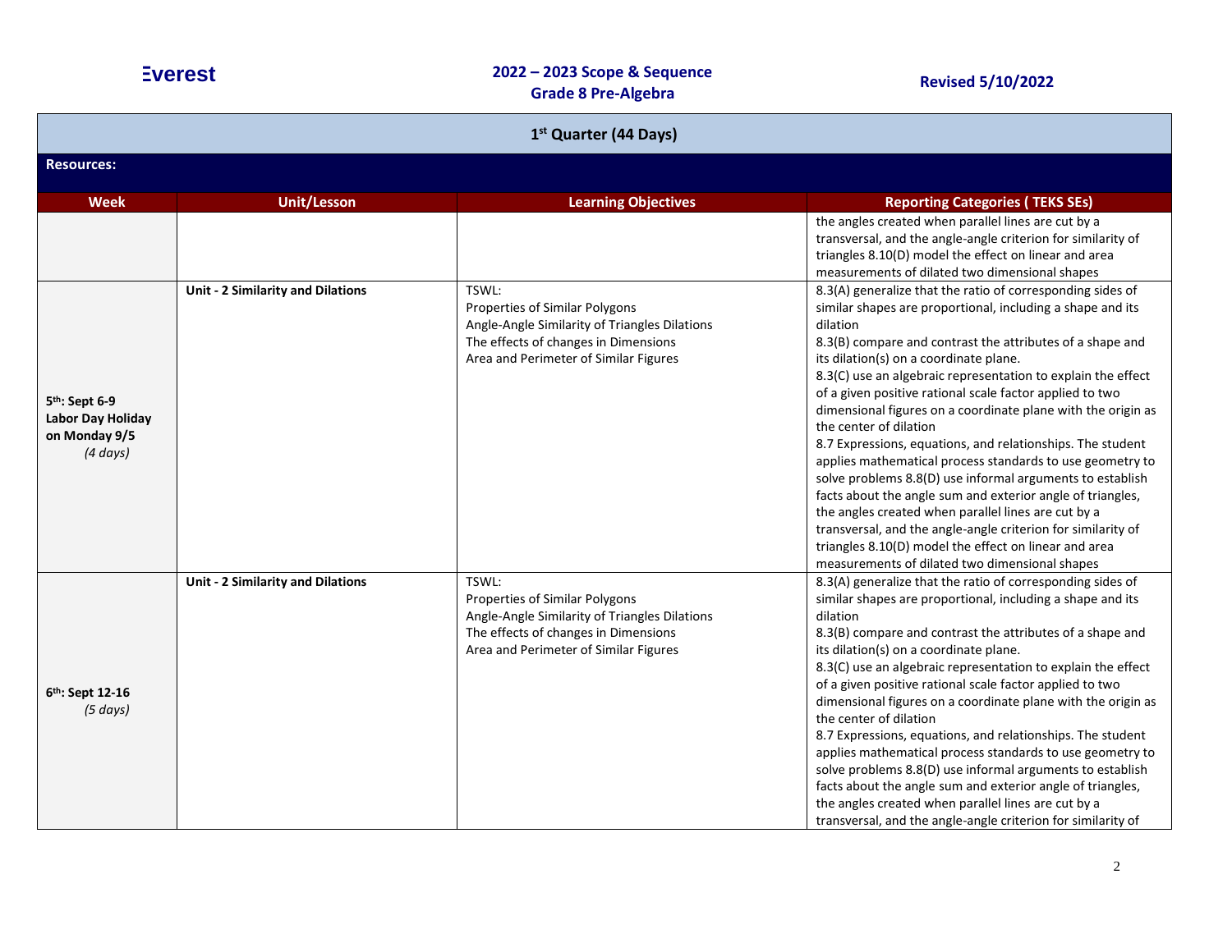**Everest** | **2022 – 2023 Scope & Sequence Grade 8 Pre-Algebra** | **Revised 5/10/2022**

## 1st Quarter (44 Days)

**Resources:**

| Week | Unit/Lesson | Learning Objectives | Reporting Categories ( TEKS SEs) |
|---|---|---|---|
| | | | the angles created when parallel lines are cut by a transversal, and the angle-angle criterion for similarity of triangles 8.10(D) model the effect on linear and area measurements of dilated two dimensional shapes |
| **5th: Sept 6-9 Labor Day Holiday on Monday 9/5** *(4 days)* | **Unit - 2 Similarity and Dilations** | TSWL:<br>Properties of Similar Polygons<br>Angle-Angle Similarity of Triangles Dilations<br>The effects of changes in Dimensions<br>Area and Perimeter of Similar Figures | 8.3(A) generalize that the ratio of corresponding sides of similar shapes are proportional, including a shape and its dilation<br>8.3(B) compare and contrast the attributes of a shape and its dilation(s) on a coordinate plane.<br>8.3(C) use an algebraic representation to explain the effect of a given positive rational scale factor applied to two dimensional figures on a coordinate plane with the origin as the center of dilation<br>8.7 Expressions, equations, and relationships. The student applies mathematical process standards to use geometry to solve problems 8.8(D) use informal arguments to establish facts about the angle sum and exterior angle of triangles, the angles created when parallel lines are cut by a transversal, and the angle-angle criterion for similarity of triangles 8.10(D) model the effect on linear and area measurements of dilated two dimensional shapes |
| **6th: Sept 12-16** *(5 days)* | **Unit - 2 Similarity and Dilations** | TSWL:<br>Properties of Similar Polygons<br>Angle-Angle Similarity of Triangles Dilations<br>The effects of changes in Dimensions<br>Area and Perimeter of Similar Figures | 8.3(A) generalize that the ratio of corresponding sides of similar shapes are proportional, including a shape and its dilation<br>8.3(B) compare and contrast the attributes of a shape and its dilation(s) on a coordinate plane.<br>8.3(C) use an algebraic representation to explain the effect of a given positive rational scale factor applied to two dimensional figures on a coordinate plane with the origin as the center of dilation<br>8.7 Expressions, equations, and relationships. The student applies mathematical process standards to use geometry to solve problems 8.8(D) use informal arguments to establish facts about the angle sum and exterior angle of triangles, the angles created when parallel lines are cut by a transversal, and the angle-angle criterion for similarity of |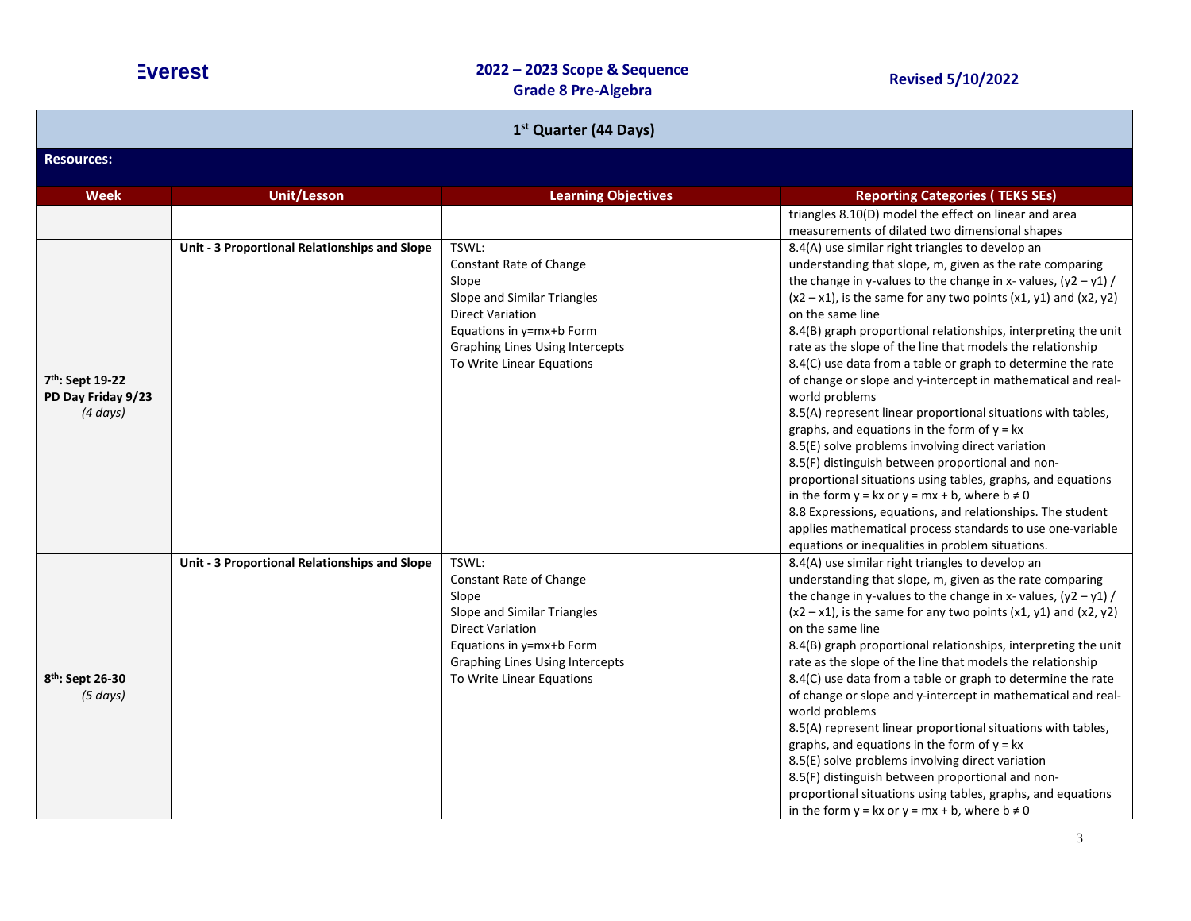## 1st Quarter (44 Days)

**Resources:**

| Week | Unit/Lesson | Learning Objectives | Reporting Categories ( TEKS SEs) |
|---|---|---|---|
| | | | triangles 8.10(D) model the effect on linear and area measurements of dilated two dimensional shapes |
| **7th: Sept 19-22**<br>**PD Day Friday 9/23**<br>*(4 days)* | **Unit - 3 Proportional Relationships and Slope** | TSWL:<br>Constant Rate of Change<br>Slope<br>Slope and Similar Triangles<br>Direct Variation<br>Equations in y=mx+b Form<br>Graphing Lines Using Intercepts<br>To Write Linear Equations | 8.4(A) use similar right triangles to develop an understanding that slope, m, given as the rate comparing the change in y-values to the change in x- values, $(y2 – y1) / (x2 – x1)$, is the same for any two points $(x1, y1)$ and $(x2, y2)$ on the same line<br>8.4(B) graph proportional relationships, interpreting the unit rate as the slope of the line that models the relationship<br>8.4(C) use data from a table or graph to determine the rate of change or slope and y-intercept in mathematical and real-world problems<br>8.5(A) represent linear proportional situations with tables, graphs, and equations in the form of $y = kx$<br>8.5(E) solve problems involving direct variation<br>8.5(F) distinguish between proportional and non-proportional situations using tables, graphs, and equations in the form $y = kx$ or $y = mx + b$, where $b \neq 0$<br>8.8 Expressions, equations, and relationships. The student applies mathematical process standards to use one-variable equations or inequalities in problem situations. |
| **8th: Sept 26-30**<br>*(5 days)* | **Unit - 3 Proportional Relationships and Slope** | TSWL:<br>Constant Rate of Change<br>Slope<br>Slope and Similar Triangles<br>Direct Variation<br>Equations in y=mx+b Form<br>Graphing Lines Using Intercepts<br>To Write Linear Equations | 8.4(A) use similar right triangles to develop an understanding that slope, m, given as the rate comparing the change in y-values to the change in x- values, $(y2 – y1) / (x2 – x1)$, is the same for any two points $(x1, y1)$ and $(x2, y2)$ on the same line<br>8.4(B) graph proportional relationships, interpreting the unit rate as the slope of the line that models the relationship<br>8.4(C) use data from a table or graph to determine the rate of change or slope and y-intercept in mathematical and real-world problems<br>8.5(A) represent linear proportional situations with tables, graphs, and equations in the form of $y = kx$<br>8.5(E) solve problems involving direct variation<br>8.5(F) distinguish between proportional and non-proportional situations using tables, graphs, and equations in the form $y = kx$ or $y = mx + b$, where $b \neq 0$ |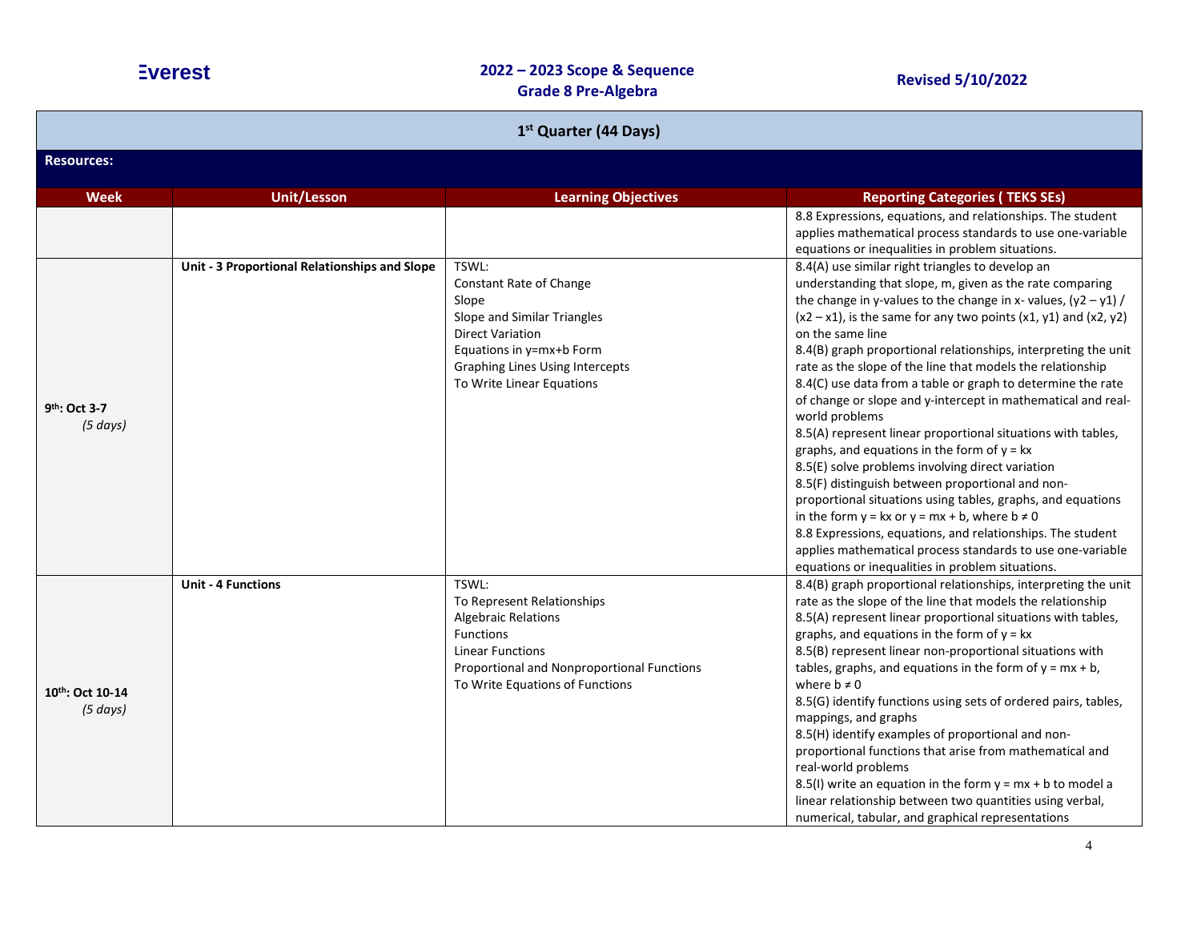| 1st Quarter (44 Days) | | | |
|---|---|---|---|
| **Resources:** | | | |
| **Week** | **Unit/Lesson** | **Learning Objectives** | **Reporting Categories ( TEKS SEs)** |
| | | | 8.8 Expressions, equations, and relationships. The student applies mathematical process standards to use one-variable equations or inequalities in problem situations. |
| **9th: Oct 3-7** *(5 days)* | **Unit - 3 Proportional Relationships and Slope** | TSWL:<br>Constant Rate of Change<br>Slope<br>Slope and Similar Triangles<br>Direct Variation<br>Equations in y=mx+b Form<br>Graphing Lines Using Intercepts<br>To Write Linear Equations | 8.4(A) use similar right triangles to develop an understanding that slope, m, given as the rate comparing the change in y-values to the change in x- values, $(y2 – y1) / (x2 – x1)$, is the same for any two points $(x1, y1)$ and $(x2, y2)$ on the same line<br>8.4(B) graph proportional relationships, interpreting the unit rate as the slope of the line that models the relationship<br>8.4(C) use data from a table or graph to determine the rate of change or slope and y-intercept in mathematical and real-world problems<br>8.5(A) represent linear proportional situations with tables, graphs, and equations in the form of $y = kx$<br>8.5(E) solve problems involving direct variation<br>8.5(F) distinguish between proportional and non-proportional situations using tables, graphs, and equations in the form $y = kx$ or $y = mx + b$, where $b \neq 0$<br>8.8 Expressions, equations, and relationships. The student applies mathematical process standards to use one-variable equations or inequalities in problem situations. |
| **10th: Oct 10-14** *(5 days)* | **Unit - 4 Functions** | TSWL:<br>To Represent Relationships<br>Algebraic Relations<br>Functions<br>Linear Functions<br>Proportional and Nonproportional Functions<br>To Write Equations of Functions | 8.4(B) graph proportional relationships, interpreting the unit rate as the slope of the line that models the relationship<br>8.5(A) represent linear proportional situations with tables, graphs, and equations in the form of $y = kx$<br>8.5(B) represent linear non-proportional situations with tables, graphs, and equations in the form of $y = mx + b$, where $b \neq 0$<br>8.5(G) identify functions using sets of ordered pairs, tables, mappings, and graphs<br>8.5(H) identify examples of proportional and non-proportional functions that arise from mathematical and real-world problems<br>8.5(I) write an equation in the form $y = mx + b$ to model a linear relationship between two quantities using verbal, numerical, tabular, and graphical representations |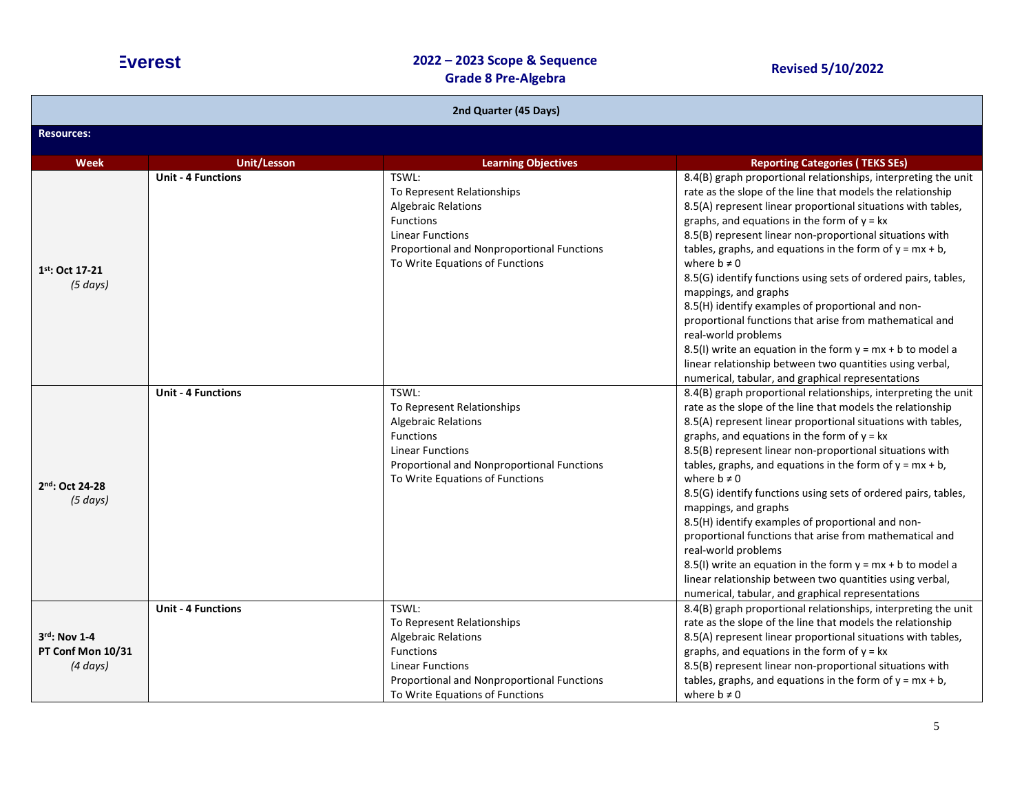**Everest**

**2022 – 2023 Scope & Sequence**
**Grade 8 Pre-Algebra**

**Revised 5/10/2022**

| **2nd Quarter (45 Days)** | | | |
|---|---|---|---|
| **Resources:** | | | |
| **Week** | **Unit/Lesson** | **Learning Objectives** | **Reporting Categories ( TEKS SEs)** |
| **1st: Oct 17-21** *(5 days)* | **Unit - 4 Functions** | TSWL:<br>To Represent Relationships<br>Algebraic Relations<br>Functions<br>Linear Functions<br>Proportional and Nonproportional Functions<br>To Write Equations of Functions | 8.4(B) graph proportional relationships, interpreting the unit rate as the slope of the line that models the relationship<br>8.5(A) represent linear proportional situations with tables, graphs, and equations in the form of $y = kx$<br>8.5(B) represent linear non-proportional situations with tables, graphs, and equations in the form of $y = mx + b$, where $b \neq 0$<br>8.5(G) identify functions using sets of ordered pairs, tables, mappings, and graphs<br>8.5(H) identify examples of proportional and non-proportional functions that arise from mathematical and real-world problems<br>8.5(I) write an equation in the form $y = mx + b$ to model a linear relationship between two quantities using verbal, numerical, tabular, and graphical representations |
| **2nd: Oct 24-28** *(5 days)* | **Unit - 4 Functions** | TSWL:<br>To Represent Relationships<br>Algebraic Relations<br>Functions<br>Linear Functions<br>Proportional and Nonproportional Functions<br>To Write Equations of Functions | 8.4(B) graph proportional relationships, interpreting the unit rate as the slope of the line that models the relationship<br>8.5(A) represent linear proportional situations with tables, graphs, and equations in the form of $y = kx$<br>8.5(B) represent linear non-proportional situations with tables, graphs, and equations in the form of $y = mx + b$, where $b \neq 0$<br>8.5(G) identify functions using sets of ordered pairs, tables, mappings, and graphs<br>8.5(H) identify examples of proportional and non-proportional functions that arise from mathematical and real-world problems<br>8.5(I) write an equation in the form $y = mx + b$ to model a linear relationship between two quantities using verbal, numerical, tabular, and graphical representations |
| **3rd: Nov 1-4**<br>**PT Conf Mon 10/31**<br>*(4 days)* | **Unit - 4 Functions** | TSWL:<br>To Represent Relationships<br>Algebraic Relations<br>Functions<br>Linear Functions<br>Proportional and Nonproportional Functions<br>To Write Equations of Functions | 8.4(B) graph proportional relationships, interpreting the unit rate as the slope of the line that models the relationship<br>8.5(A) represent linear proportional situations with tables, graphs, and equations in the form of $y = kx$<br>8.5(B) represent linear non-proportional situations with tables, graphs, and equations in the form of $y = mx + b$, where $b \neq 0$ |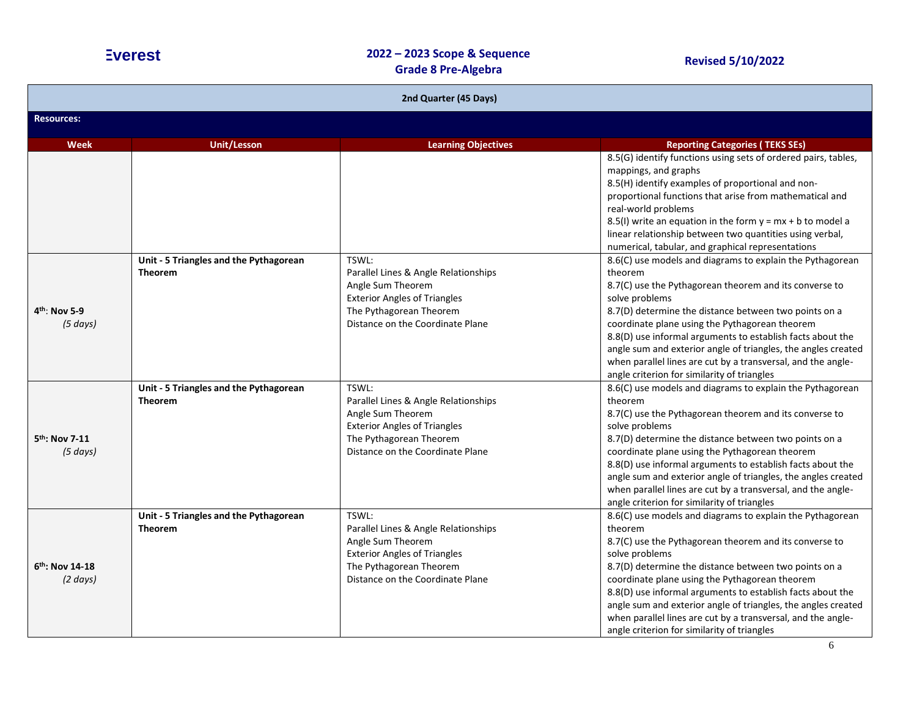Everest

**2022 – 2023 Scope & Sequence**
**Grade 8 Pre-Algebra**

**Revised 5/10/2022**

| **2nd Quarter (45 Days)** | | | |
|---|---|---|---|
| **Resources:** | | | |
| **Week** | **Unit/Lesson** | **Learning Objectives** | **Reporting Categories ( TEKS SEs)** |
| | | | 8.5(G) identify functions using sets of ordered pairs, tables, mappings, and graphs<br>8.5(H) identify examples of proportional and non-proportional functions that arise from mathematical and real-world problems<br>8.5(I) write an equation in the form y = mx + b to model a linear relationship between two quantities using verbal, numerical, tabular, and graphical representations |
| **4th: Nov 5-9**<br>*(5 days)* | **Unit - 5 Triangles and the Pythagorean Theorem** | TSWL:<br>Parallel Lines & Angle Relationships<br>Angle Sum Theorem<br>Exterior Angles of Triangles<br>The Pythagorean Theorem<br>Distance on the Coordinate Plane | 8.6(C) use models and diagrams to explain the Pythagorean theorem<br>8.7(C) use the Pythagorean theorem and its converse to solve problems<br>8.7(D) determine the distance between two points on a coordinate plane using the Pythagorean theorem<br>8.8(D) use informal arguments to establish facts about the angle sum and exterior angle of triangles, the angles created when parallel lines are cut by a transversal, and the angle-angle criterion for similarity of triangles |
| **5th: Nov 7-11**<br>*(5 days)* | **Unit - 5 Triangles and the Pythagorean Theorem** | TSWL:<br>Parallel Lines & Angle Relationships<br>Angle Sum Theorem<br>Exterior Angles of Triangles<br>The Pythagorean Theorem<br>Distance on the Coordinate Plane | 8.6(C) use models and diagrams to explain the Pythagorean theorem<br>8.7(C) use the Pythagorean theorem and its converse to solve problems<br>8.7(D) determine the distance between two points on a coordinate plane using the Pythagorean theorem<br>8.8(D) use informal arguments to establish facts about the angle sum and exterior angle of triangles, the angles created when parallel lines are cut by a transversal, and the angle-angle criterion for similarity of triangles |
| **6th: Nov 14-18**<br>*(2 days)* | **Unit - 5 Triangles and the Pythagorean Theorem** | TSWL:<br>Parallel Lines & Angle Relationships<br>Angle Sum Theorem<br>Exterior Angles of Triangles<br>The Pythagorean Theorem<br>Distance on the Coordinate Plane | 8.6(C) use models and diagrams to explain the Pythagorean theorem<br>8.7(C) use the Pythagorean theorem and its converse to solve problems<br>8.7(D) determine the distance between two points on a coordinate plane using the Pythagorean theorem<br>8.8(D) use informal arguments to establish facts about the angle sum and exterior angle of triangles, the angles created when parallel lines are cut by a transversal, and the angle-angle criterion for similarity of triangles |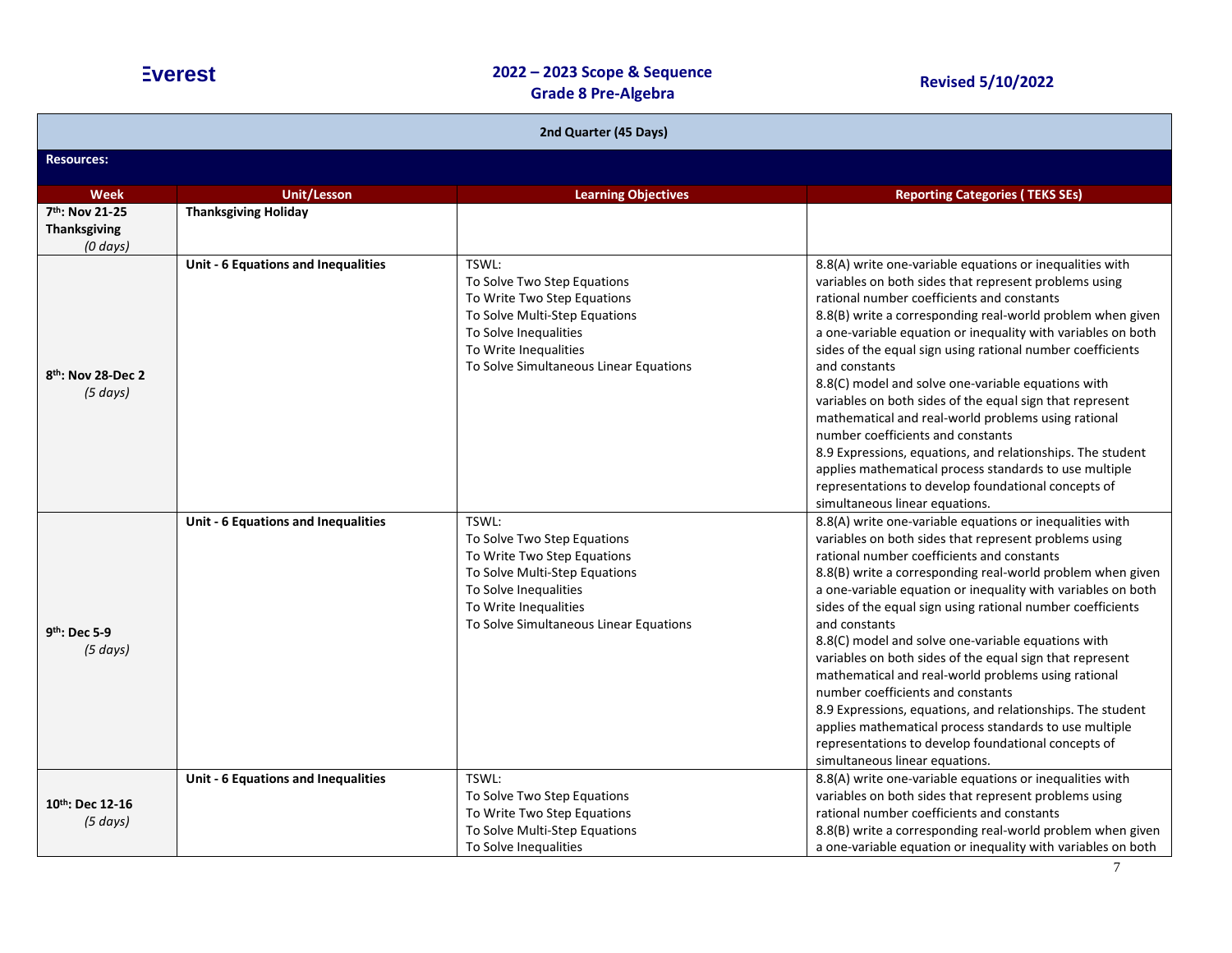**Everest** | **2022 – 2023 Scope & Sequence Grade 8 Pre-Algebra** | **Revised 5/10/2022**

| 2nd Quarter (45 Days) | | | |
|---|---|---|---|
| **Resources:** | | | |
| **Week** | **Unit/Lesson** | **Learning Objectives** | **Reporting Categories ( TEKS SEs)** |
| **7th: Nov 21-25 Thanksgiving** *(0 days)* | **Thanksgiving Holiday** | | |
| **8th: Nov 28-Dec 2** *(5 days)* | **Unit - 6 Equations and Inequalities** | TSWL:<br>To Solve Two Step Equations<br>To Write Two Step Equations<br>To Solve Multi-Step Equations<br>To Solve Inequalities<br>To Write Inequalities<br>To Solve Simultaneous Linear Equations | 8.8(A) write one-variable equations or inequalities with variables on both sides that represent problems using rational number coefficients and constants<br>8.8(B) write a corresponding real-world problem when given a one-variable equation or inequality with variables on both sides of the equal sign using rational number coefficients and constants<br>8.8(C) model and solve one-variable equations with variables on both sides of the equal sign that represent mathematical and real-world problems using rational number coefficients and constants<br>8.9 Expressions, equations, and relationships. The student applies mathematical process standards to use multiple representations to develop foundational concepts of simultaneous linear equations. |
| **9th: Dec 5-9** *(5 days)* | **Unit - 6 Equations and Inequalities** | TSWL:<br>To Solve Two Step Equations<br>To Write Two Step Equations<br>To Solve Multi-Step Equations<br>To Solve Inequalities<br>To Write Inequalities<br>To Solve Simultaneous Linear Equations | 8.8(A) write one-variable equations or inequalities with variables on both sides that represent problems using rational number coefficients and constants<br>8.8(B) write a corresponding real-world problem when given a one-variable equation or inequality with variables on both sides of the equal sign using rational number coefficients and constants<br>8.8(C) model and solve one-variable equations with variables on both sides of the equal sign that represent mathematical and real-world problems using rational number coefficients and constants<br>8.9 Expressions, equations, and relationships. The student applies mathematical process standards to use multiple representations to develop foundational concepts of simultaneous linear equations. |
| **10th: Dec 12-16** *(5 days)* | **Unit - 6 Equations and Inequalities** | TSWL:<br>To Solve Two Step Equations<br>To Write Two Step Equations<br>To Solve Multi-Step Equations<br>To Solve Inequalities | 8.8(A) write one-variable equations or inequalities with variables on both sides that represent problems using rational number coefficients and constants<br>8.8(B) write a corresponding real-world problem when given a one-variable equation or inequality with variables on both |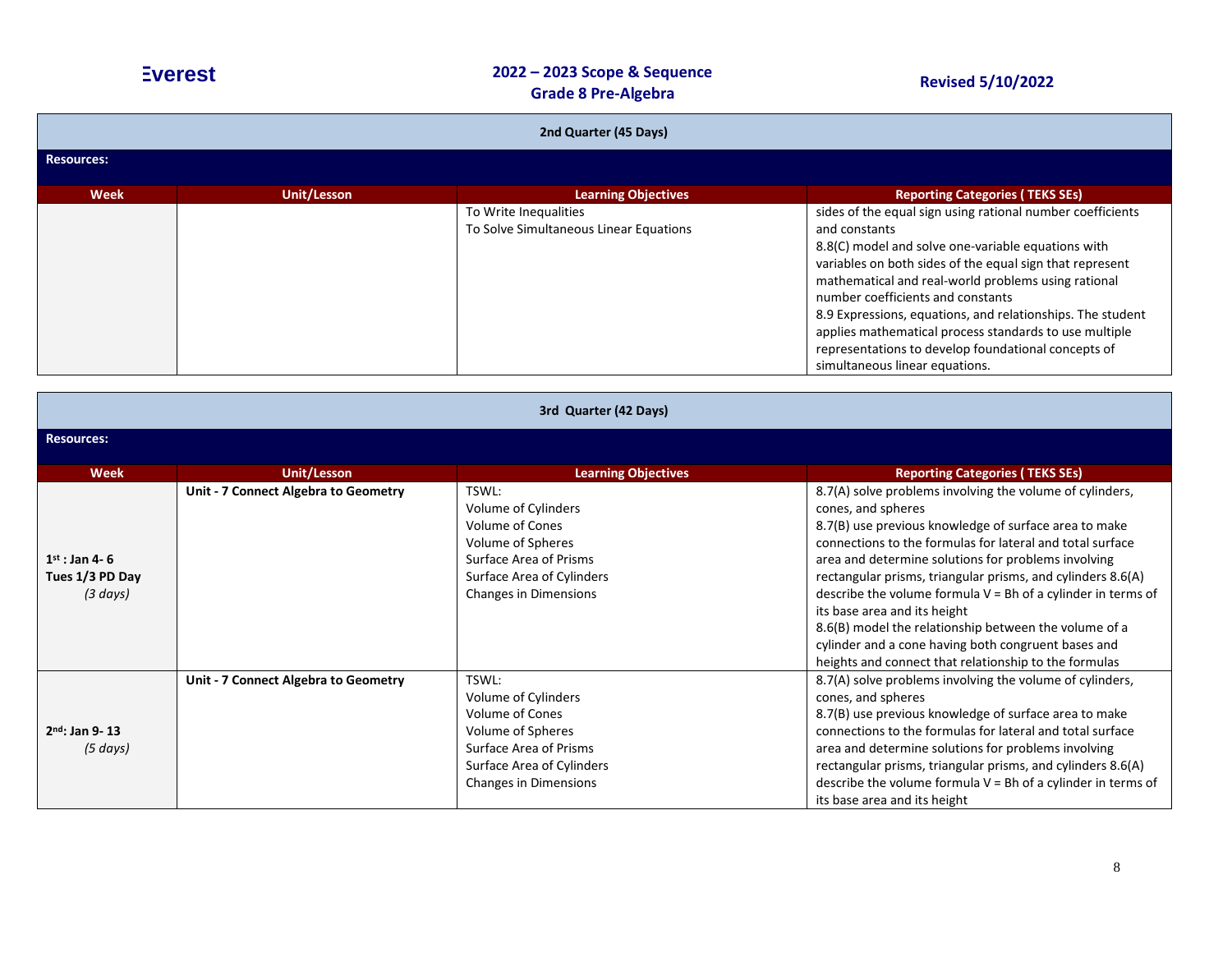| 2nd Quarter (45 Days) | | | |
|---|---|---|---|
| **Resources:** | | | |
| **Week** | **Unit/Lesson** | **Learning Objectives** | **Reporting Categories ( TEKS SEs)** |
| | | To Write Inequalities<br>To Solve Simultaneous Linear Equations | sides of the equal sign using rational number coefficients and constants<br>8.8(C) model and solve one-variable equations with variables on both sides of the equal sign that represent mathematical and real-world problems using rational number coefficients and constants<br>8.9 Expressions, equations, and relationships. The student applies mathematical process standards to use multiple representations to develop foundational concepts of simultaneous linear equations. |

| 3rd Quarter (42 Days) | | | |
|---|---|---|---|
| **Resources:** | | | |
| **Week** | **Unit/Lesson** | **Learning Objectives** | **Reporting Categories ( TEKS SEs)** |
| **1st : Jan 4- 6**<br>**Tues 1/3 PD Day**<br>*(3 days)* | **Unit - 7 Connect Algebra to Geometry** | TSWL:<br>Volume of Cylinders<br>Volume of Cones<br>Volume of Spheres<br>Surface Area of Prisms<br>Surface Area of Cylinders<br>Changes in Dimensions | 8.7(A) solve problems involving the volume of cylinders, cones, and spheres<br>8.7(B) use previous knowledge of surface area to make connections to the formulas for lateral and total surface area and determine solutions for problems involving rectangular prisms, triangular prisms, and cylinders 8.6(A) describe the volume formula $V = Bh$ of a cylinder in terms of its base area and its height<br>8.6(B) model the relationship between the volume of a cylinder and a cone having both congruent bases and heights and connect that relationship to the formulas |
| **2nd: Jan 9- 13**<br>*(5 days)* | **Unit - 7 Connect Algebra to Geometry** | TSWL:<br>Volume of Cylinders<br>Volume of Cones<br>Volume of Spheres<br>Surface Area of Prisms<br>Surface Area of Cylinders<br>Changes in Dimensions | 8.7(A) solve problems involving the volume of cylinders, cones, and spheres<br>8.7(B) use previous knowledge of surface area to make connections to the formulas for lateral and total surface area and determine solutions for problems involving rectangular prisms, triangular prisms, and cylinders 8.6(A) describe the volume formula $V = Bh$ of a cylinder in terms of its base area and its height |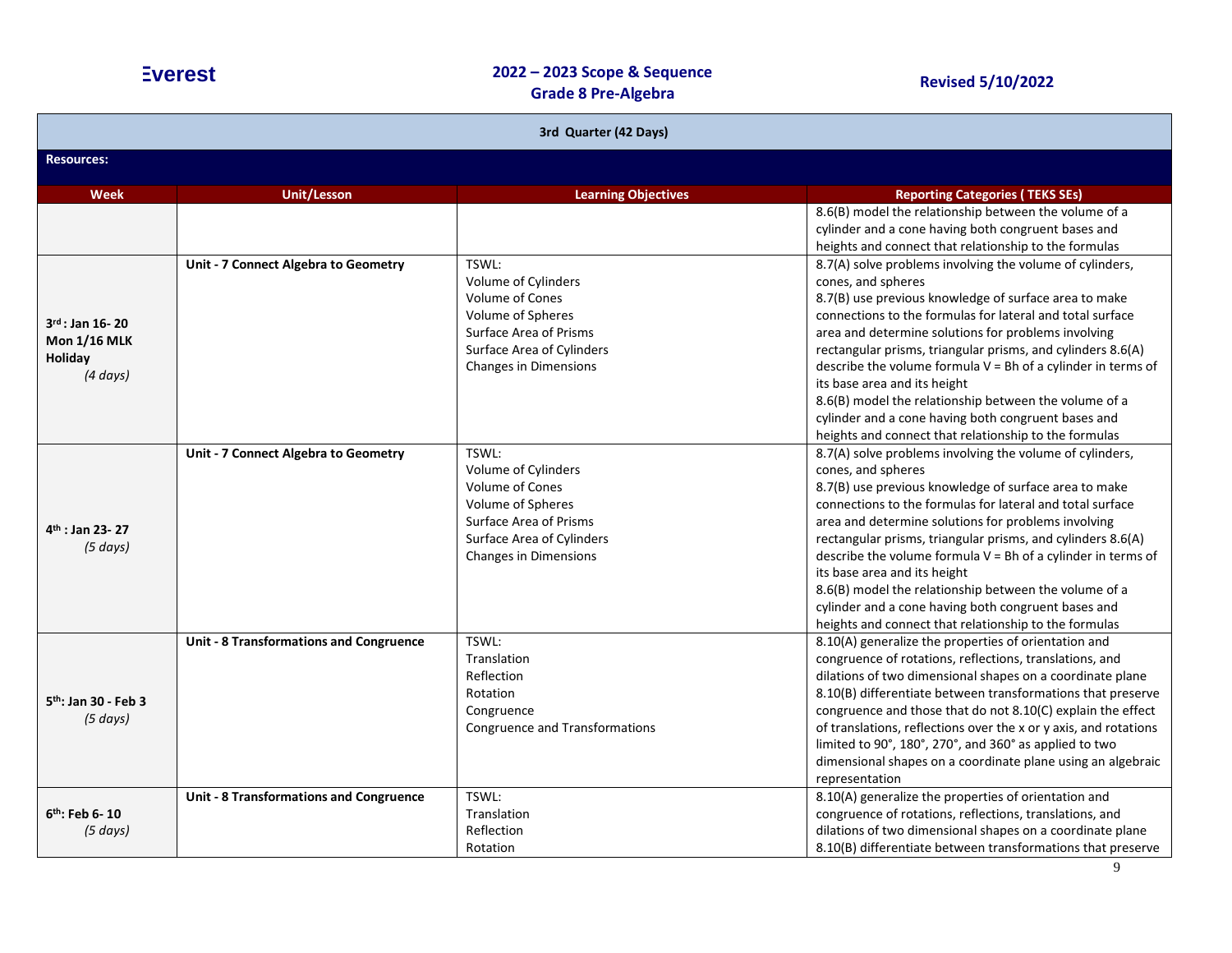| 3rd Quarter (42 Days) | | | |
|---|---|---|---|
| **Resources:** | | | |
| **Week** | **Unit/Lesson** | **Learning Objectives** | **Reporting Categories ( TEKS SEs)** |
| | | | 8.6(B) model the relationship between the volume of a cylinder and a cone having both congruent bases and heights and connect that relationship to the formulas |
| **3rd : Jan 16- 20 Mon 1/16 MLK Holiday** *(4 days)* | **Unit - 7 Connect Algebra to Geometry** | TSWL:<br>Volume of Cylinders<br>Volume of Cones<br>Volume of Spheres<br>Surface Area of Prisms<br>Surface Area of Cylinders<br>Changes in Dimensions | 8.7(A) solve problems involving the volume of cylinders, cones, and spheres<br>8.7(B) use previous knowledge of surface area to make connections to the formulas for lateral and total surface area and determine solutions for problems involving rectangular prisms, triangular prisms, and cylinders 8.6(A) describe the volume formula V = Bh of a cylinder in terms of its base area and its height<br>8.6(B) model the relationship between the volume of a cylinder and a cone having both congruent bases and heights and connect that relationship to the formulas |
| **4th : Jan 23- 27** *(5 days)* | **Unit - 7 Connect Algebra to Geometry** | TSWL:<br>Volume of Cylinders<br>Volume of Cones<br>Volume of Spheres<br>Surface Area of Prisms<br>Surface Area of Cylinders<br>Changes in Dimensions | 8.7(A) solve problems involving the volume of cylinders, cones, and spheres<br>8.7(B) use previous knowledge of surface area to make connections to the formulas for lateral and total surface area and determine solutions for problems involving rectangular prisms, triangular prisms, and cylinders 8.6(A) describe the volume formula V = Bh of a cylinder in terms of its base area and its height<br>8.6(B) model the relationship between the volume of a cylinder and a cone having both congruent bases and heights and connect that relationship to the formulas |
| **5th: Jan 30 - Feb 3** *(5 days)* | **Unit - 8 Transformations and Congruence** | TSWL:<br>Translation<br>Reflection<br>Rotation<br>Congruence<br>Congruence and Transformations | 8.10(A) generalize the properties of orientation and congruence of rotations, reflections, translations, and dilations of two dimensional shapes on a coordinate plane<br>8.10(B) differentiate between transformations that preserve congruence and those that do not 8.10(C) explain the effect of translations, reflections over the x or y axis, and rotations limited to 90°, 180°, 270°, and 360° as applied to two dimensional shapes on a coordinate plane using an algebraic representation |
| **6th: Feb 6- 10** *(5 days)* | **Unit - 8 Transformations and Congruence** | TSWL:<br>Translation<br>Reflection<br>Rotation | 8.10(A) generalize the properties of orientation and congruence of rotations, reflections, translations, and dilations of two dimensional shapes on a coordinate plane<br>8.10(B) differentiate between transformations that preserve |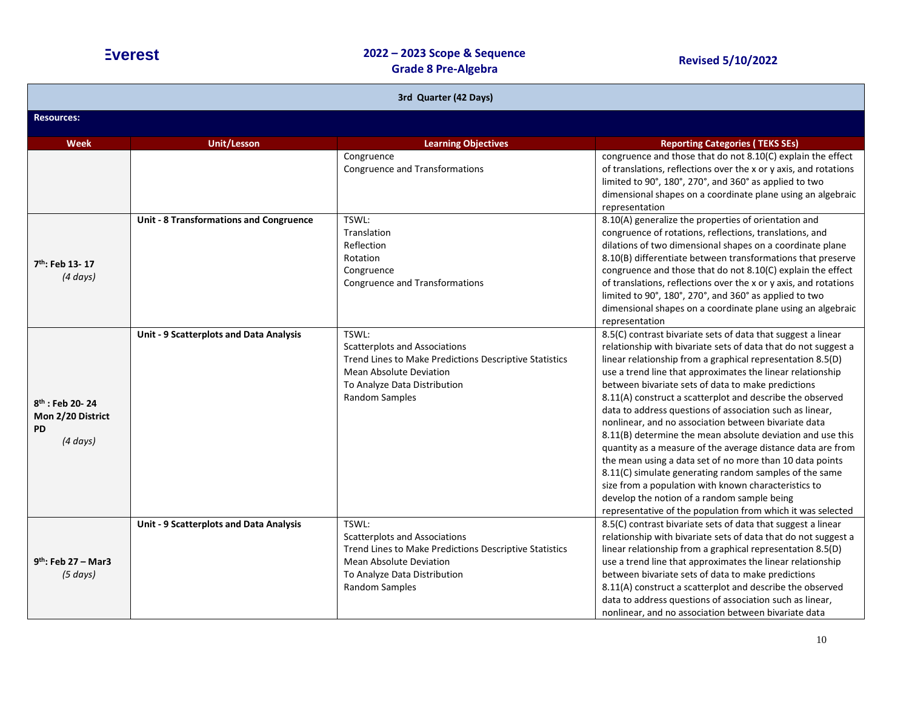| 3rd Quarter (42 Days) | | | |
|---|---|---|---|
| **Resources:** | | | |
| **Week** | **Unit/Lesson** | **Learning Objectives** | **Reporting Categories ( TEKS SEs)** |
| | | Congruence<br>Congruence and Transformations | congruence and those that do not 8.10(C) explain the effect of translations, reflections over the x or y axis, and rotations limited to 90°, 180°, 270°, and 360° as applied to two dimensional shapes on a coordinate plane using an algebraic representation |
| **7th: Feb 13- 17**<br>*(4 days)* | **Unit - 8 Transformations and Congruence** | TSWL:<br>Translation<br>Reflection<br>Rotation<br>Congruence<br>Congruence and Transformations | 8.10(A) generalize the properties of orientation and congruence of rotations, reflections, translations, and dilations of two dimensional shapes on a coordinate plane 8.10(B) differentiate between transformations that preserve congruence and those that do not 8.10(C) explain the effect of translations, reflections over the x or y axis, and rotations limited to 90°, 180°, 270°, and 360° as applied to two dimensional shapes on a coordinate plane using an algebraic representation |
| **8th : Feb 20- 24 Mon 2/20 District PD**<br>*(4 days)* | **Unit - 9 Scatterplots and Data Analysis** | TSWL:<br>Scatterplots and Associations<br>Trend Lines to Make Predictions Descriptive Statistics<br>Mean Absolute Deviation<br>To Analyze Data Distribution<br>Random Samples | 8.5(C) contrast bivariate sets of data that suggest a linear relationship with bivariate sets of data that do not suggest a linear relationship from a graphical representation 8.5(D) use a trend line that approximates the linear relationship between bivariate sets of data to make predictions 8.11(A) construct a scatterplot and describe the observed data to address questions of association such as linear, nonlinear, and no association between bivariate data 8.11(B) determine the mean absolute deviation and use this quantity as a measure of the average distance data are from the mean using a data set of no more than 10 data points 8.11(C) simulate generating random samples of the same size from a population with known characteristics to develop the notion of a random sample being representative of the population from which it was selected |
| **9th: Feb 27 – Mar3**<br>*(5 days)* | **Unit - 9 Scatterplots and Data Analysis** | TSWL:<br>Scatterplots and Associations<br>Trend Lines to Make Predictions Descriptive Statistics<br>Mean Absolute Deviation<br>To Analyze Data Distribution<br>Random Samples | 8.5(C) contrast bivariate sets of data that suggest a linear relationship with bivariate sets of data that do not suggest a linear relationship from a graphical representation 8.5(D) use a trend line that approximates the linear relationship between bivariate sets of data to make predictions 8.11(A) construct a scatterplot and describe the observed data to address questions of association such as linear, nonlinear, and no association between bivariate data |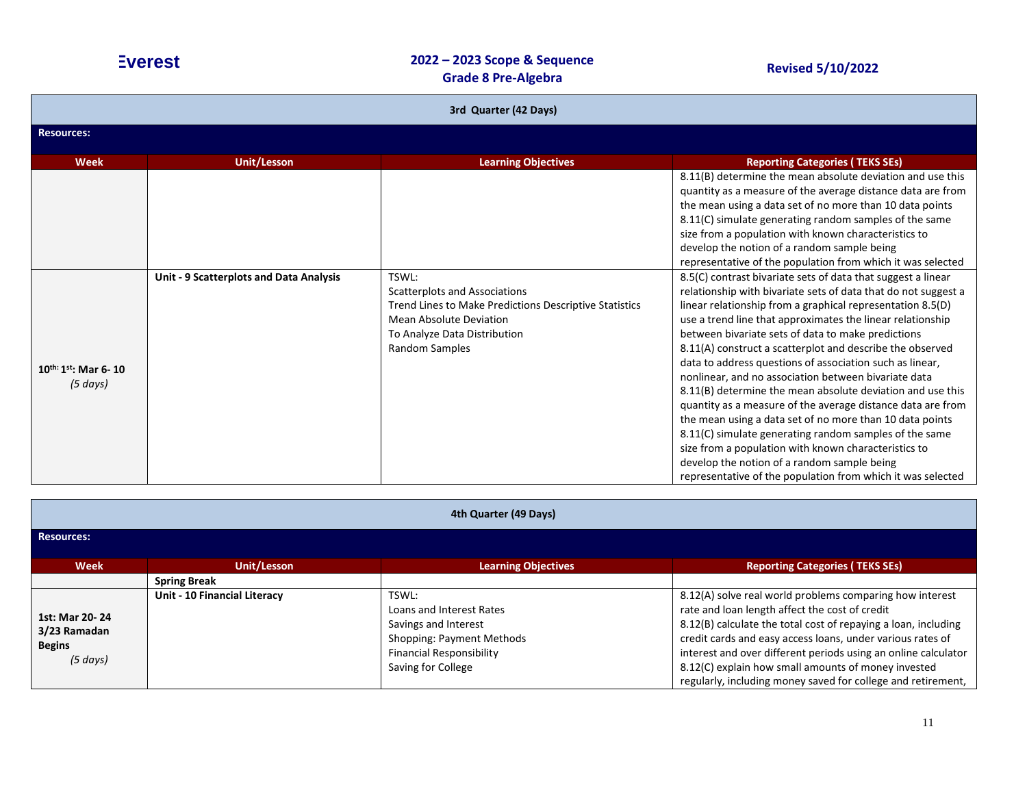# 3rd Quarter (42 Days)

**Resources:**

| Week | Unit/Lesson | Learning Objectives | Reporting Categories ( TEKS SEs) |
|---|---|---|---|
| | | | 8.11(B) determine the mean absolute deviation and use this quantity as a measure of the average distance data are from the mean using a data set of no more than 10 data points<br>8.11(C) simulate generating random samples of the same size from a population with known characteristics to develop the notion of a random sample being representative of the population from which it was selected |
| **10th: 1st: Mar 6- 10**<br>*(5 days)* | **Unit - 9 Scatterplots and Data Analysis** | TSWL:<br>Scatterplots and Associations<br>Trend Lines to Make Predictions Descriptive Statistics<br>Mean Absolute Deviation<br>To Analyze Data Distribution<br>Random Samples | 8.5(C) contrast bivariate sets of data that suggest a linear relationship with bivariate sets of data that do not suggest a linear relationship from a graphical representation 8.5(D) use a trend line that approximates the linear relationship between bivariate sets of data to make predictions<br>8.11(A) construct a scatterplot and describe the observed data to address questions of association such as linear, nonlinear, and no association between bivariate data<br>8.11(B) determine the mean absolute deviation and use this quantity as a measure of the average distance data are from the mean using a data set of no more than 10 data points<br>8.11(C) simulate generating random samples of the same size from a population with known characteristics to develop the notion of a random sample being representative of the population from which it was selected |

# 4th Quarter (49 Days)

**Resources:**

| Week | Unit/Lesson | Learning Objectives | Reporting Categories ( TEKS SEs) |
|---|---|---|---|
| | **Spring Break** | | |
| **1st: Mar 20- 24**<br>**3/23 Ramadan Begins**<br>*(5 days)* | **Unit - 10 Financial Literacy** | TSWL:<br>Loans and Interest Rates<br>Savings and Interest<br>Shopping: Payment Methods<br>Financial Responsibility<br>Saving for College | 8.12(A) solve real world problems comparing how interest rate and loan length affect the cost of credit<br>8.12(B) calculate the total cost of repaying a loan, including credit cards and easy access loans, under various rates of interest and over different periods using an online calculator<br>8.12(C) explain how small amounts of money invested regularly, including money saved for college and retirement, |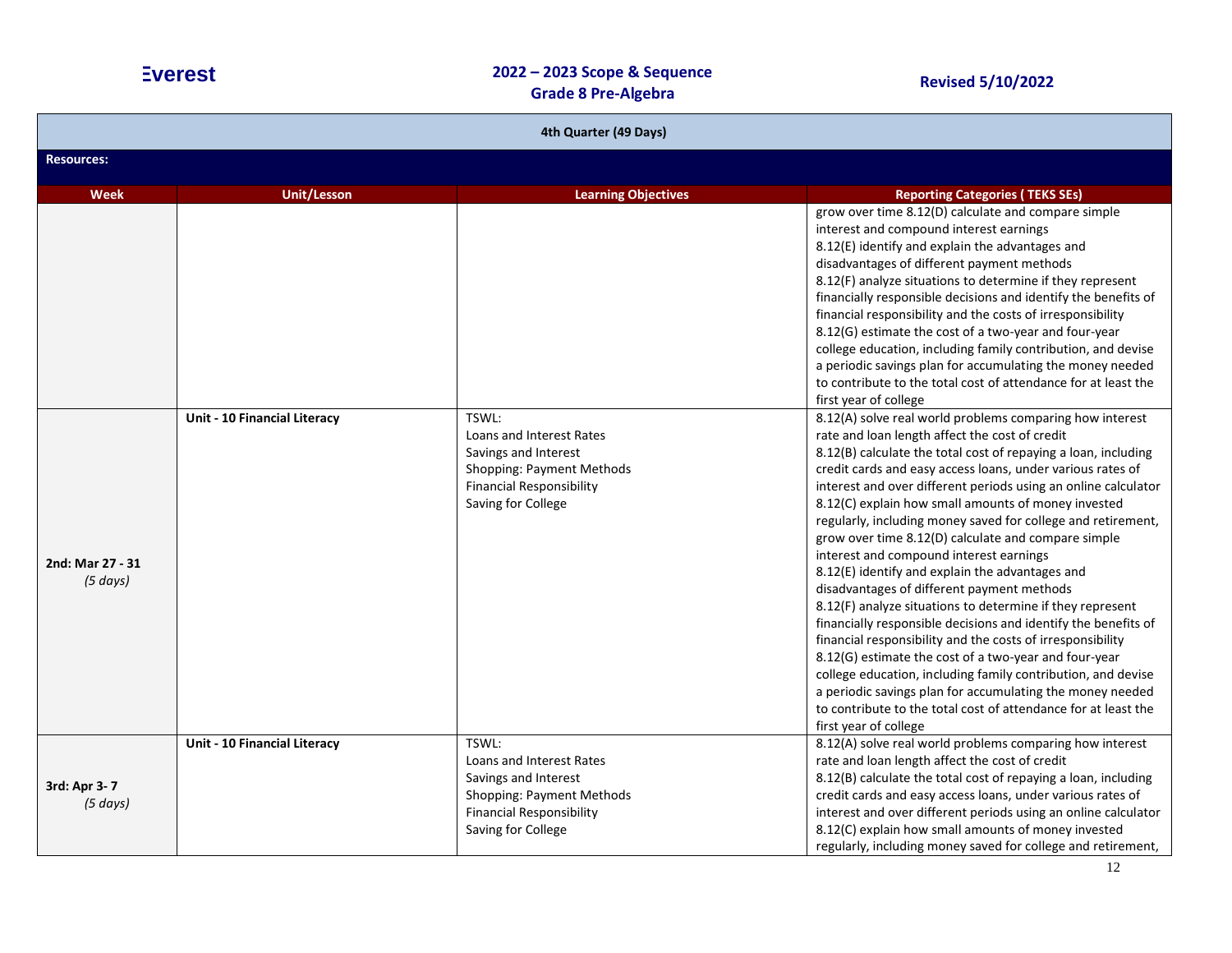| 4th Quarter (49 Days) | | | |
|---|---|---|---|
| **Resources:** | | | |
| **Week** | **Unit/Lesson** | **Learning Objectives** | **Reporting Categories ( TEKS SEs)** |
| | | | grow over time 8.12(D) calculate and compare simple interest and compound interest earnings<br>8.12(E) identify and explain the advantages and disadvantages of different payment methods<br>8.12(F) analyze situations to determine if they represent financially responsible decisions and identify the benefits of financial responsibility and the costs of irresponsibility<br>8.12(G) estimate the cost of a two-year and four-year college education, including family contribution, and devise a periodic savings plan for accumulating the money needed to contribute to the total cost of attendance for at least the first year of college |
| **2nd: Mar 27 - 31**<br>*(5 days)* | **Unit - 10 Financial Literacy** | TSWL:<br>Loans and Interest Rates<br>Savings and Interest<br>Shopping: Payment Methods<br>Financial Responsibility<br>Saving for College | 8.12(A) solve real world problems comparing how interest rate and loan length affect the cost of credit<br>8.12(B) calculate the total cost of repaying a loan, including credit cards and easy access loans, under various rates of interest and over different periods using an online calculator<br>8.12(C) explain how small amounts of money invested regularly, including money saved for college and retirement, grow over time 8.12(D) calculate and compare simple interest and compound interest earnings<br>8.12(E) identify and explain the advantages and disadvantages of different payment methods<br>8.12(F) analyze situations to determine if they represent financially responsible decisions and identify the benefits of financial responsibility and the costs of irresponsibility<br>8.12(G) estimate the cost of a two-year and four-year college education, including family contribution, and devise a periodic savings plan for accumulating the money needed to contribute to the total cost of attendance for at least the first year of college |
| **3rd: Apr 3- 7**<br>*(5 days)* | **Unit - 10 Financial Literacy** | TSWL:<br>Loans and Interest Rates<br>Savings and Interest<br>Shopping: Payment Methods<br>Financial Responsibility<br>Saving for College | 8.12(A) solve real world problems comparing how interest rate and loan length affect the cost of credit<br>8.12(B) calculate the total cost of repaying a loan, including credit cards and easy access loans, under various rates of interest and over different periods using an online calculator<br>8.12(C) explain how small amounts of money invested regularly, including money saved for college and retirement, |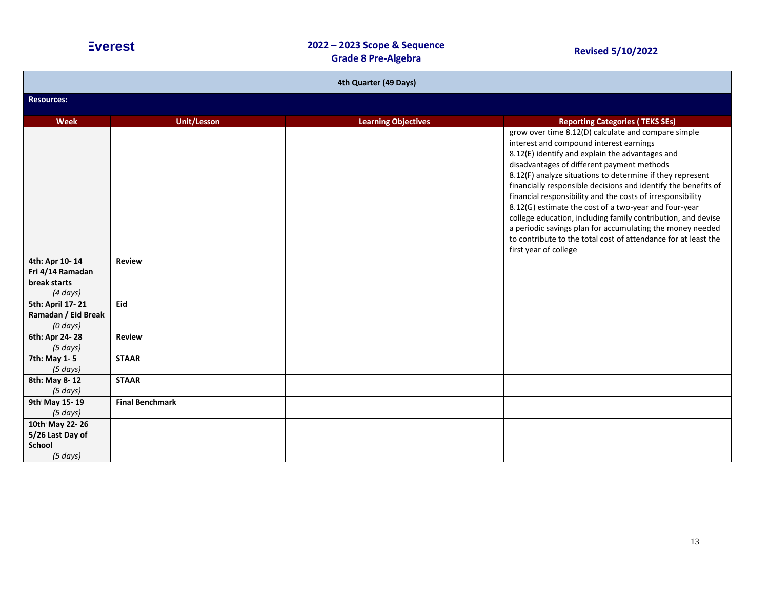Everest

**2022 – 2023 Scope & Sequence**
**Grade 8 Pre-Algebra**

**Revised 5/10/2022**

| **4th Quarter (49 Days)** | | | |
|---|---|---|---|
| **Resources:** | | | |
| **Week** | **Unit/Lesson** | **Learning Objectives** | **Reporting Categories ( TEKS SEs)** |
| | | | grow over time 8.12(D) calculate and compare simple interest and compound interest earnings<br>8.12(E) identify and explain the advantages and disadvantages of different payment methods<br>8.12(F) analyze situations to determine if they represent financially responsible decisions and identify the benefits of financial responsibility and the costs of irresponsibility<br>8.12(G) estimate the cost of a two-year and four-year college education, including family contribution, and devise a periodic savings plan for accumulating the money needed to contribute to the total cost of attendance for at least the first year of college |
| **4th: Apr 10- 14 Fri 4/14 Ramadan break starts** *(4 days)* | **Review** | | |
| **5th: April 17- 21 Ramadan / Eid Break** *(0 days)* | **Eid** | | |
| **6th: Apr 24- 28** *(5 days)* | **Review** | | |
| **7th: May 1- 5** *(5 days)* | **STAAR** | | |
| **8th: May 8- 12** *(5 days)* | **STAAR** | | |
| **9th: May 15- 19** *(5 days)* | **Final Benchmark** | | |
| **10th: May 22- 26 5/26 Last Day of School** *(5 days)* | | | |